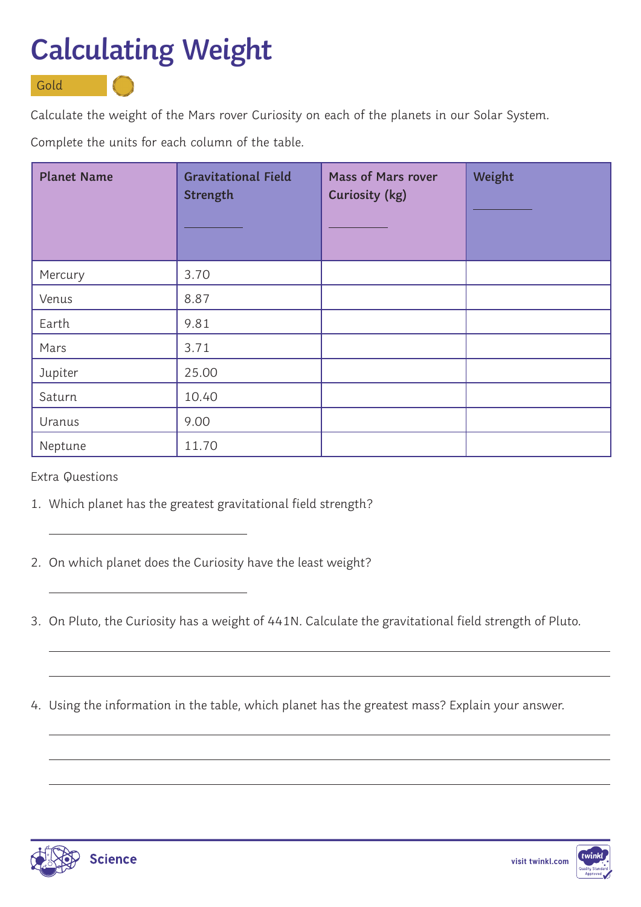# Calculating Weight

Gold

Calculate the weight of the Mars rover Curiosity on each of the planets in our Solar System.

Complete the units for each column of the table.

| Planet Name | Gravitational Field Strength ________ | Mass of Mars rover Curiosity (kg) ________ | Weight ________ |
|---|---|---|---|
| Mercury | 3.70 | | |
| Venus | 8.87 | | |
| Earth | 9.81 | | |
| Mars | 3.71 | | |
| Jupiter | 25.00 | | |
| Saturn | 10.40 | | |
| Uranus | 9.00 | | |
| Neptune | 11.70 | | |

Extra Questions

1. Which planet has the greatest gravitational field strength?

   ______________________________

2. On which planet does the Curiosity have the least weight?

   ______________________________

3. On Pluto, the Curiosity has a weight of 441N. Calculate the gravitational field strength of Pluto.

   ____________________________________________________________

   ____________________________________________________________

4. Using the information in the table, which planet has the greatest mass? Explain your answer.

   ____________________________________________________________

   ____________________________________________________________

   ____________________________________________________________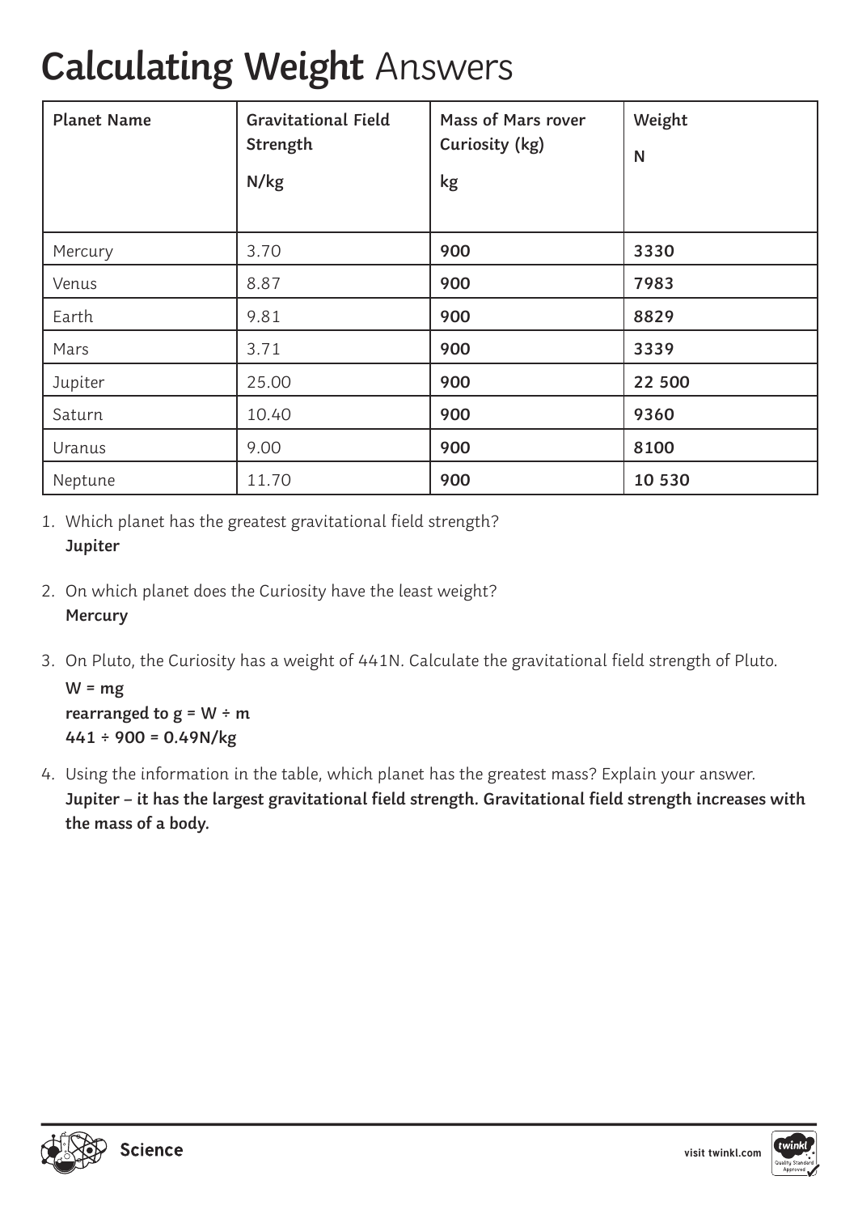# **Calculating Weight** Answers

| Planet Name | Gravitational Field Strength N/kg | Mass of Mars rover Curiosity (kg) kg | Weight N |
|---|---|---|---|
| Mercury | 3.70 | **900** | **3330** |
| Venus | 8.87 | **900** | **7983** |
| Earth | 9.81 | **900** | **8829** |
| Mars | 3.71 | **900** | **3339** |
| Jupiter | 25.00 | **900** | **22 500** |
| Saturn | 10.40 | **900** | **9360** |
| Uranus | 9.00 | **900** | **8100** |
| Neptune | 11.70 | **900** | **10 530** |

1. Which planet has the greatest gravitational field strength?
   **Jupiter**

2. On which planet does the Curiosity have the least weight?
   **Mercury**

3. On Pluto, the Curiosity has a weight of 441N. Calculate the gravitational field strength of Pluto.
   **W = mg**
   **rearranged to g = W ÷ m**
   **441 ÷ 900 = 0.49N/kg**

4. Using the information in the table, which planet has the greatest mass? Explain your answer.
   **Jupiter – it has the largest gravitational field strength. Gravitational field strength increases with the mass of a body.**